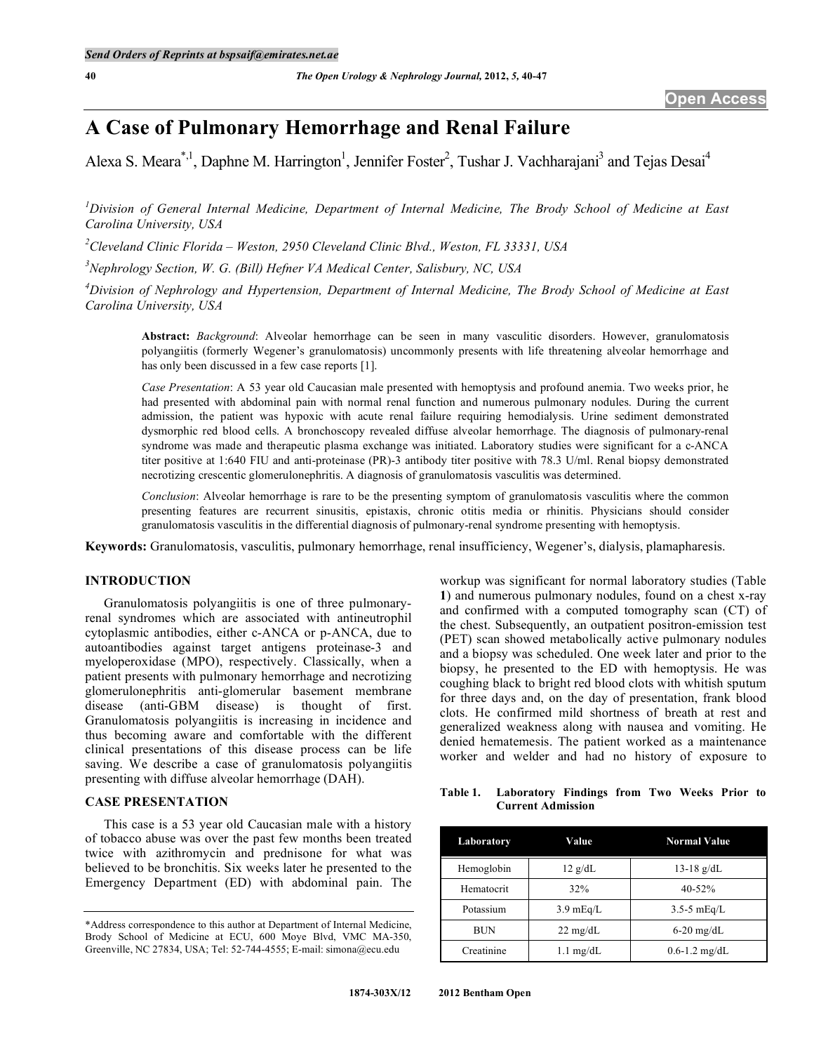# A Case of Pulmonary Hemorrhage and Renal Failure

Alexa S. Meara[*,1], Daphne M. Harrington[1], Jennifer Foster[2], Tushar J. Vachharajani[3] and Tejas Desai[4]

[1]*Division of General Internal Medicine, Department of Internal Medicine, The Brody School of Medicine at East Carolina University, USA*

[2]*Cleveland Clinic Florida – Weston, 2950 Cleveland Clinic Blvd., Weston, FL 33331, USA*

[3]*Nephrology Section, W. G. (Bill) Hefner VA Medical Center, Salisbury, NC, USA*

[4]*Division of Nephrology and Hypertension, Department of Internal Medicine, The Brody School of Medicine at East Carolina University, USA*

**Abstract:** *Background*: Alveolar hemorrhage can be seen in many vasculitic disorders. However, granulomatosis polyangiitis (formerly Wegener's granulomatosis) uncommonly presents with life threatening alveolar hemorrhage and has only been discussed in a few case reports [1].

*Case Presentation*: A 53 year old Caucasian male presented with hemoptysis and profound anemia. Two weeks prior, he had presented with abdominal pain with normal renal function and numerous pulmonary nodules. During the current admission, the patient was hypoxic with acute renal failure requiring hemodialysis. Urine sediment demonstrated dysmorphic red blood cells. A bronchoscopy revealed diffuse alveolar hemorrhage. The diagnosis of pulmonary-renal syndrome was made and therapeutic plasma exchange was initiated. Laboratory studies were significant for a c-ANCA titer positive at 1:640 FIU and anti-proteinase (PR)-3 antibody titer positive with 78.3 U/ml. Renal biopsy demonstrated necrotizing crescentic glomerulonephritis. A diagnosis of granulomatosis vasculitis was determined.

*Conclusion*: Alveolar hemorrhage is rare to be the presenting symptom of granulomatosis vasculitis where the common presenting features are recurrent sinusitis, epistaxis, chronic otitis media or rhinitis. Physicians should consider granulomatosis vasculitis in the differential diagnosis of pulmonary-renal syndrome presenting with hemoptysis.

**Keywords:** Granulomatosis, vasculitis, pulmonary hemorrhage, renal insufficiency, Wegener's, dialysis, plamapharesis.

## INTRODUCTION

Granulomatosis polyangiitis is one of three pulmonary-renal syndromes which are associated with antineutrophil cytoplasmic antibodies, either c-ANCA or p-ANCA, due to autoantibodies against target antigens proteinase-3 and myeloperoxidase (MPO), respectively. Classically, when a patient presents with pulmonary hemorrhage and necrotizing glomerulonephritis anti-glomerular basement membrane disease (anti-GBM disease) is thought of first. Granulomatosis polyangiitis is increasing in incidence and thus becoming aware and comfortable with the different clinical presentations of this disease process can be life saving. We describe a case of granulomatosis polyangiitis presenting with diffuse alveolar hemorrhage (DAH).

## CASE PRESENTATION

This case is a 53 year old Caucasian male with a history of tobacco abuse was over the past few months been treated twice with azithromycin and prednisone for what was believed to be bronchitis. Six weeks later he presented to the Emergency Department (ED) with abdominal pain. The workup was significant for normal laboratory studies (Table **1**) and numerous pulmonary nodules, found on a chest x-ray and confirmed with a computed tomography scan (CT) of the chest. Subsequently, an outpatient positron-emission test (PET) scan showed metabolically active pulmonary nodules and a biopsy was scheduled. One week later and prior to the biopsy, he presented to the ED with hemoptysis. He was coughing black to bright red blood clots with whitish sputum for three days and, on the day of presentation, frank blood clots. He confirmed mild shortness of breath at rest and generalized weakness along with nausea and vomiting. He denied hematemesis. The patient worked as a maintenance worker and welder and had no history of exposure to

**Table 1. Laboratory Findings from Two Weeks Prior to Current Admission**

| Laboratory | Value | Normal Value |
|---|---|---|
| Hemoglobin | 12 g/dL | 13-18 g/dL |
| Hematocrit | 32% | 40-52% |
| Potassium | 3.9 mEq/L | 3.5-5 mEq/L |
| BUN | 22 mg/dL | 6-20 mg/dL |
| Creatinine | 1.1 mg/dL | 0.6-1.2 mg/dL |

*Address correspondence to this author at Department of Internal Medicine, Brody School of Medicine at ECU, 600 Moye Blvd, VMC MA-350, Greenville, NC 27834, USA; Tel: 52-744-4555; E-mail: simona@ecu.edu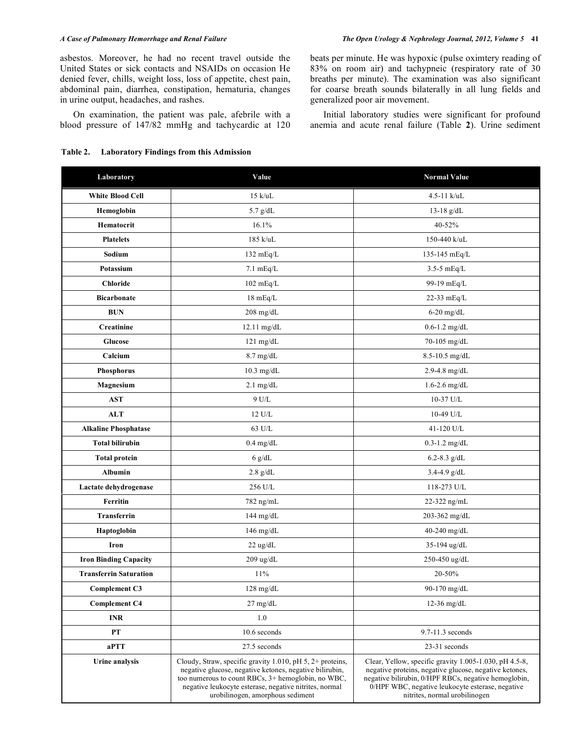asbestos. Moreover, he had no recent travel outside the United States or sick contacts and NSAIDs on occasion He denied fever, chills, weight loss, loss of appetite, chest pain, abdominal pain, diarrhea, constipation, hematuria, changes in urine output, headaches, and rashes.

On examination, the patient was pale, afebrile with a blood pressure of 147/82 mmHg and tachycardic at 120 beats per minute. He was hypoxic (pulse oximtery reading of 83% on room air) and tachypneic (respiratory rate of 30 breaths per minute). The examination was also significant for coarse breath sounds bilaterally in all lung fields and generalized poor air movement.

Initial laboratory studies were significant for profound anemia and acute renal failure (Table **2**). Urine sediment

**Table 2. Laboratory Findings from this Admission**

| Laboratory | Value | Normal Value |
|---|---|---|
| **White Blood Cell** | 15 k/uL | 4.5-11 k/uL |
| **Hemoglobin** | 5.7 g/dL | 13-18 g/dL |
| **Hematocrit** | 16.1% | 40-52% |
| **Platelets** | 185 k/uL | 150-440 k/uL |
| **Sodium** | 132 mEq/L | 135-145 mEq/L |
| **Potassium** | 7.1 mEq/L | 3.5-5 mEq/L |
| **Chloride** | 102 mEq/L | 99-19 mEq/L |
| **Bicarbonate** | 18 mEq/L | 22-33 mEq/L |
| **BUN** | 208 mg/dL | 6-20 mg/dL |
| **Creatinine** | 12.11 mg/dL | 0.6-1.2 mg/dL |
| **Glucose** | 121 mg/dL | 70-105 mg/dL |
| **Calcium** | 8.7 mg/dL | 8.5-10.5 mg/dL |
| **Phosphorus** | 10.3 mg/dL | 2.9-4.8 mg/dL |
| **Magnesium** | 2.1 mg/dL | 1.6-2.6 mg/dL |
| **AST** | 9 U/L | 10-37 U/L |
| **ALT** | 12 U/L | 10-49 U/L |
| **Alkaline Phosphatase** | 63 U/L | 41-120 U/L |
| **Total bilirubin** | 0.4 mg/dL | 0.3-1.2 mg/dL |
| **Total protein** | 6 g/dL | 6.2-8.3 g/dL |
| **Albumin** | 2.8 g/dL | 3.4-4.9 g/dL |
| **Lactate dehydrogenase** | 256 U/L | 118-273 U/L |
| **Ferritin** | 782 ng/mL | 22-322 ng/mL |
| **Transferrin** | 144 mg/dL | 203-362 mg/dL |
| **Haptoglobin** | 146 mg/dL | 40-240 mg/dL |
| **Iron** | 22 ug/dL | 35-194 ug/dL |
| **Iron Binding Capacity** | 209 ug/dL | 250-450 ug/dL |
| **Transferrin Saturation** | 11% | 20-50% |
| **Complement C3** | 128 mg/dL | 90-170 mg/dL |
| **Complement C4** | 27 mg/dL | 12-36 mg/dL |
| **INR** | 1.0 | |
| **PT** | 10.6 seconds | 9.7-11.3 seconds |
| **aPTT** | 27.5 seconds | 23-31 seconds |
| **Urine analysis** | Cloudy, Straw, specific gravity 1.010, pH 5, 2+ proteins, negative glucose, negative ketones, negative bilirubin, too numerous to count RBCs, 3+ hemoglobin, no WBC, negative leukocyte esterase, negative nitrites, normal urobilinogen, amorphous sediment | Clear, Yellow, specific gravity 1.005-1.030, pH 4.5-8, negative proteins, negative glucose, negative ketones, negative bilirubin, 0/HPF RBCs, negative hemoglobin, 0/HPF WBC, negative leukocyte esterase, negative nitrites, normal urobilinogen |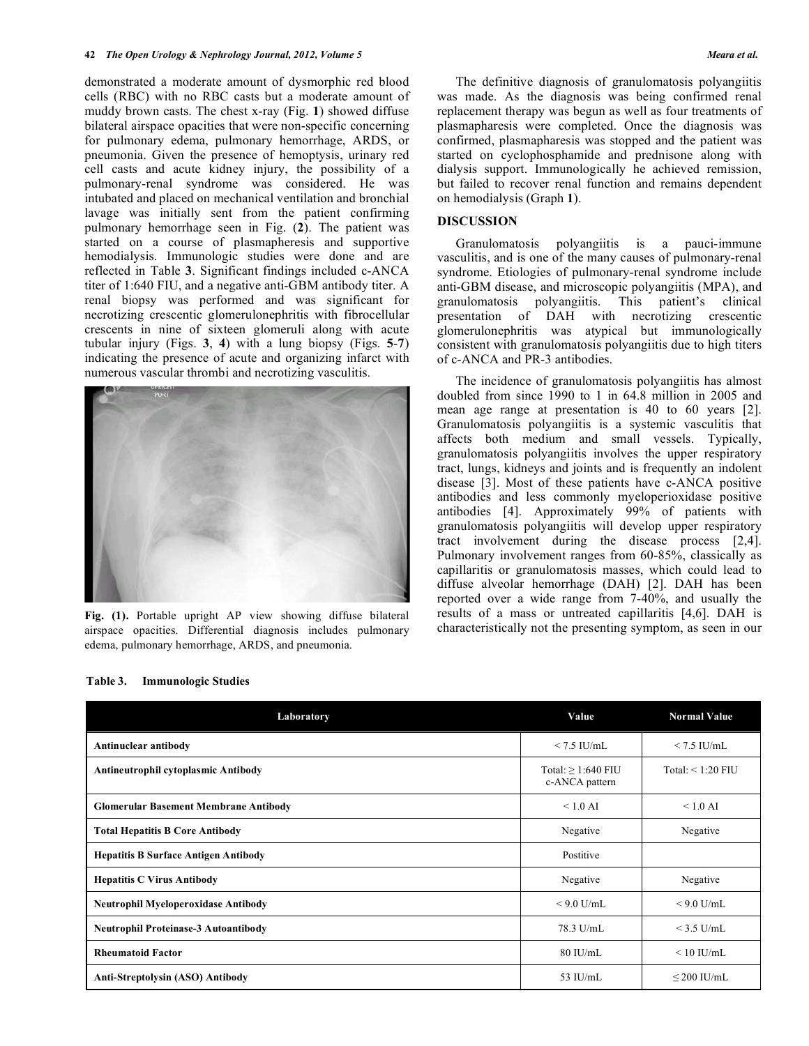demonstrated a moderate amount of dysmorphic red blood cells (RBC) with no RBC casts but a moderate amount of muddy brown casts. The chest x-ray (Fig. **1**) showed diffuse bilateral airspace opacities that were non-specific concerning for pulmonary edema, pulmonary hemorrhage, ARDS, or pneumonia. Given the presence of hemoptysis, urinary red cell casts and acute kidney injury, the possibility of a pulmonary-renal syndrome was considered. He was intubated and placed on mechanical ventilation and bronchial lavage was initially sent from the patient confirming pulmonary hemorrhage seen in Fig. (**2**). The patient was started on a course of plasmapheresis and supportive hemodialysis. Immunologic studies were done and are reflected in Table **3**. Significant findings included c-ANCA titer of 1:640 FIU, and a negative anti-GBM antibody titer. A renal biopsy was performed and was significant for necrotizing crescentic glomerulonephritis with fibrocellular crescents in nine of sixteen glomeruli along with acute tubular injury (Figs. **3**, **4**) with a lung biopsy (Figs. **5**-**7**) indicating the presence of acute and organizing infarct with numerous vascular thrombi and necrotizing vasculitis.

**Fig. (1).** Portable upright AP view showing diffuse bilateral airspace opacities. Differential diagnosis includes pulmonary edema, pulmonary hemorrhage, ARDS, and pneumonia.

The definitive diagnosis of granulomatosis polyangiitis was made. As the diagnosis was being confirmed renal replacement therapy was begun as well as four treatments of plasmapharesis were completed. Once the diagnosis was confirmed, plasmapharesis was stopped and the patient was started on cyclophosphamide and prednisone along with dialysis support. Immunologically he achieved remission, but failed to recover renal function and remains dependent on hemodialysis (Graph **1**).

## DISCUSSION

Granulomatosis polyangiitis is a pauci-immune vasculitis, and is one of the many causes of pulmonary-renal syndrome. Etiologies of pulmonary-renal syndrome include anti-GBM disease, and microscopic polyangiitis (MPA), and granulomatosis polyangiitis. This patient's clinical presentation of DAH with necrotizing crescentic glomerulonephritis was atypical but immunologically consistent with granulomatosis polyangiitis due to high titers of c-ANCA and PR-3 antibodies.

The incidence of granulomatosis polyangiitis has almost doubled from since 1990 to 1 in 64.8 million in 2005 and mean age range at presentation is 40 to 60 years [2]. Granulomatosis polyangiitis is a systemic vasculitis that affects both medium and small vessels. Typically, granulomatosis polyangiitis involves the upper respiratory tract, lungs, kidneys and joints and is frequently an indolent disease [3]. Most of these patients have c-ANCA positive antibodies and less commonly myeloperioxidase positive antibodies [4]. Approximately 99% of patients with granulomatosis polyangiitis will develop upper respiratory tract involvement during the disease process [2,4]. Pulmonary involvement ranges from 60-85%, classically as capillaritis or granulomatosis masses, which could lead to diffuse alveolar hemorrhage (DAH) [2]. DAH has been reported over a wide range from 7-40%, and usually the results of a mass or untreated capillaritis [4,6]. DAH is characteristically not the presenting symptom, as seen in our

**Table 3. Immunologic Studies**

| Laboratory | Value | Normal Value |
|---|---|---|
| **Antinuclear antibody** | < 7.5 IU/mL | < 7.5 IU/mL |
| **Antineutrophil cytoplasmic Antibody** | Total: ≥ 1:640 FIU c-ANCA pattern | Total: < 1:20 FIU |
| **Glomerular Basement Membrane Antibody** | < 1.0 AI | < 1.0 AI |
| **Total Hepatitis B Core Antibody** | Negative | Negative |
| **Hepatitis B Surface Antigen Antibody** | Postitive | |
| **Hepatitis C Virus Antibody** | Negative | Negative |
| **Neutrophil Myeloperoxidase Antibody** | < 9.0 U/mL | < 9.0 U/mL |
| **Neutrophil Proteinase-3 Autoantibody** | 78.3 U/mL | < 3.5 U/mL |
| **Rheumatoid Factor** | 80 IU/mL | < 10 IU/mL |
| **Anti-Streptolysin (ASO) Antibody** | 53 IU/mL | ≤ 200 IU/mL |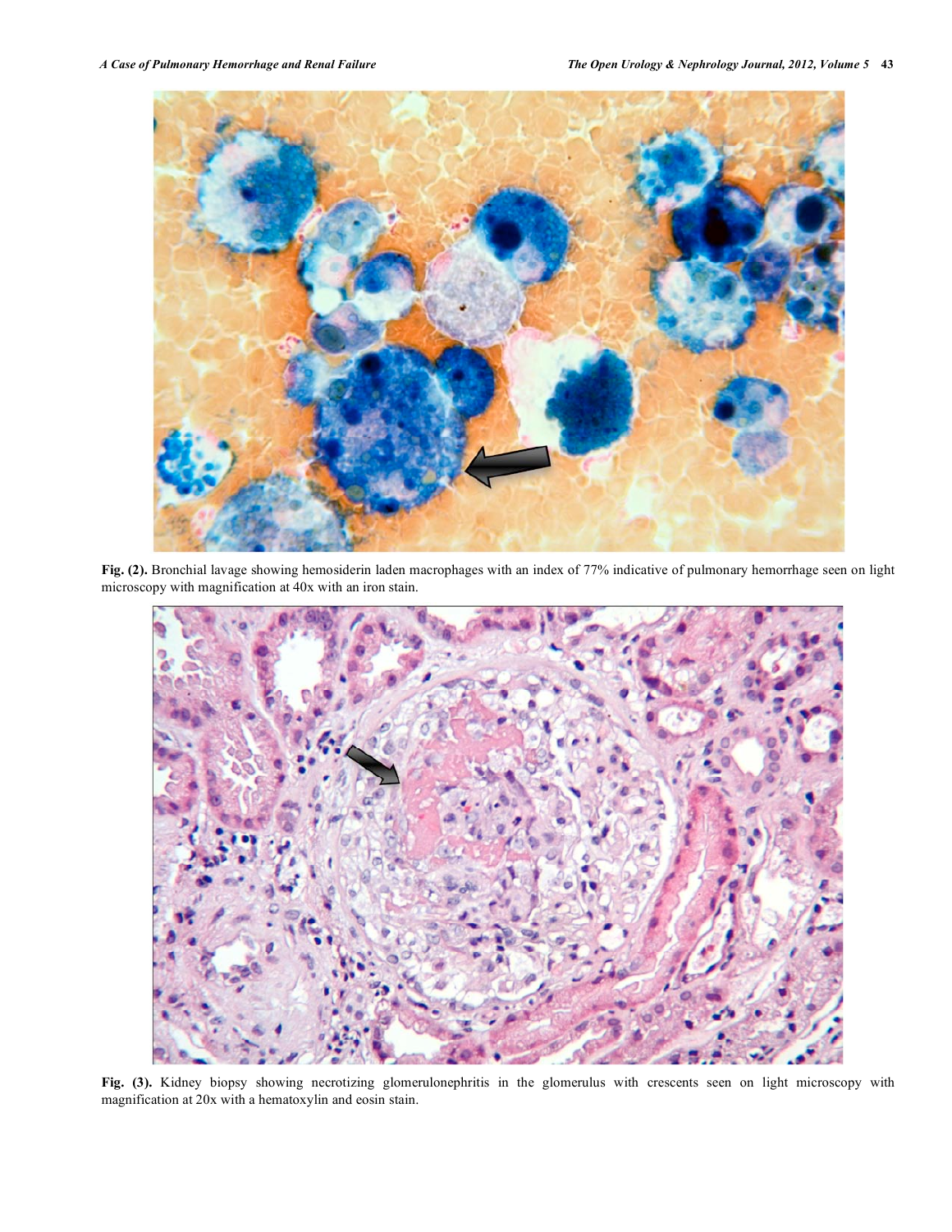**Fig. (2).** Bronchial lavage showing hemosiderin laden macrophages with an index of 77% indicative of pulmonary hemorrhage seen on light microscopy with magnification at 40x with an iron stain.

**Fig. (3).** Kidney biopsy showing necrotizing glomerulonephritis in the glomerulus with crescents seen on light microscopy with magnification at 20x with a hematoxylin and eosin stain.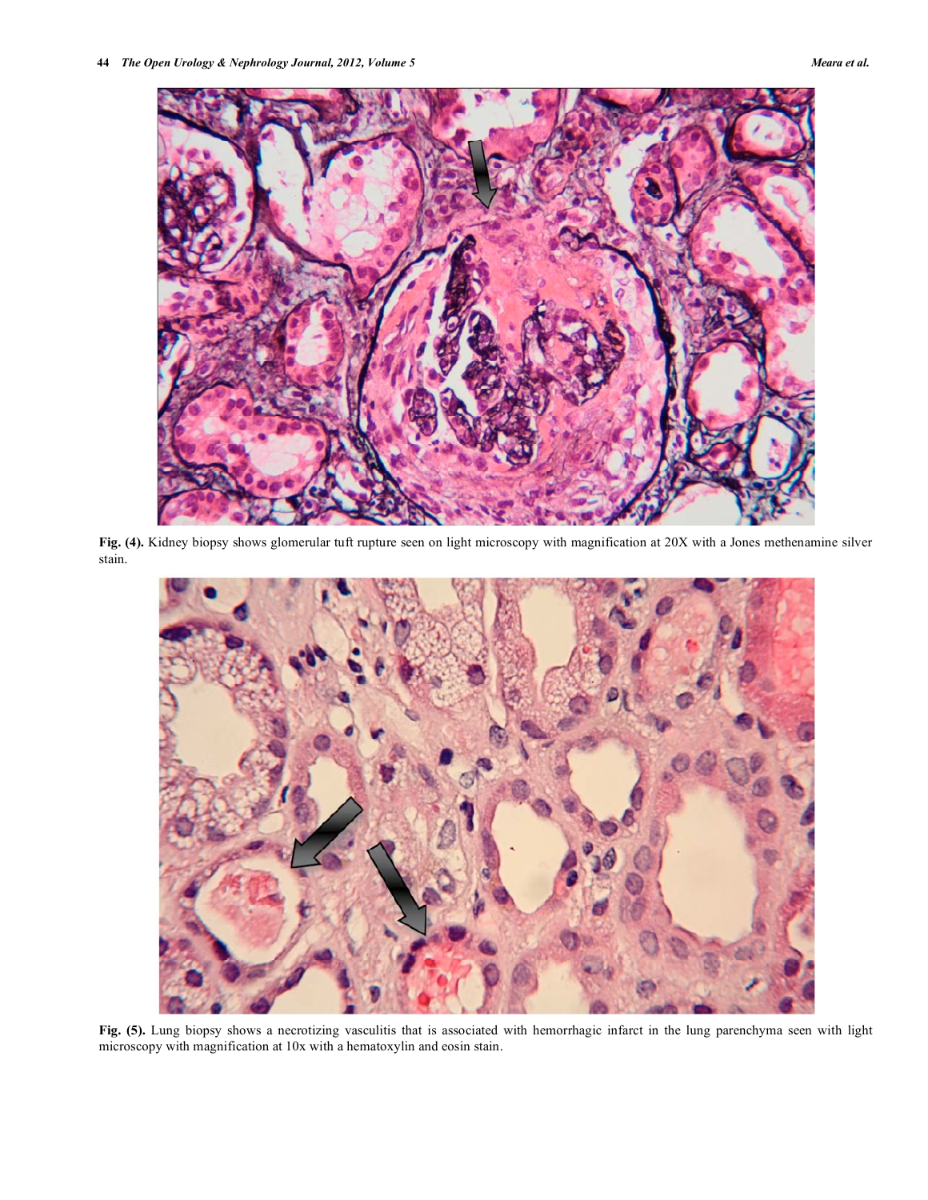**Fig. (4).** Kidney biopsy shows glomerular tuft rupture seen on light microscopy with magnification at 20X with a Jones methenamine silver stain.

**Fig. (5).** Lung biopsy shows a necrotizing vasculitis that is associated with hemorrhagic infarct in the lung parenchyma seen with light microscopy with magnification at 10x with a hematoxylin and eosin stain.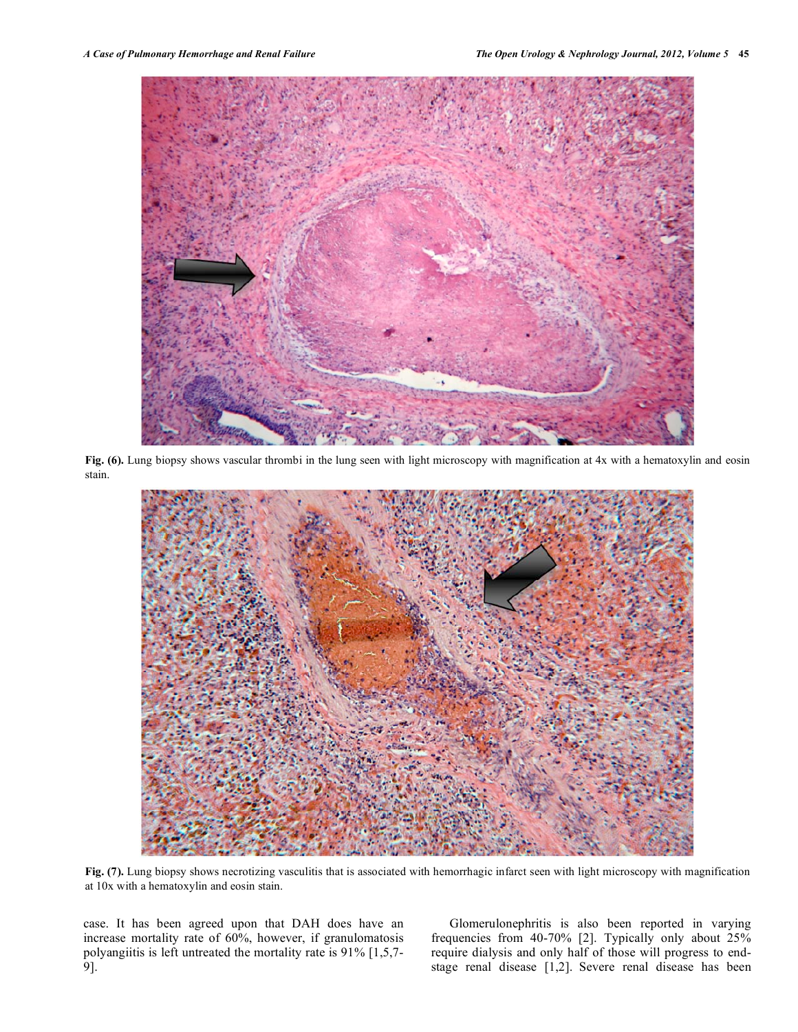Fig. (6). Lung biopsy shows vascular thrombi in the lung seen with light microscopy with magnification at 4x with a hematoxylin and eosin stain.

Fig. (7). Lung biopsy shows necrotizing vasculitis that is associated with hemorrhagic infarct seen with light microscopy with magnification at 10x with a hematoxylin and eosin stain.

case. It has been agreed upon that DAH does have an increase mortality rate of 60%, however, if granulomatosis polyangiitis is left untreated the mortality rate is 91% [1,5,7-9].

Glomerulonephritis is also been reported in varying frequencies from 40-70% [2]. Typically only about 25% require dialysis and only half of those will progress to end-stage renal disease [1,2]. Severe renal disease has been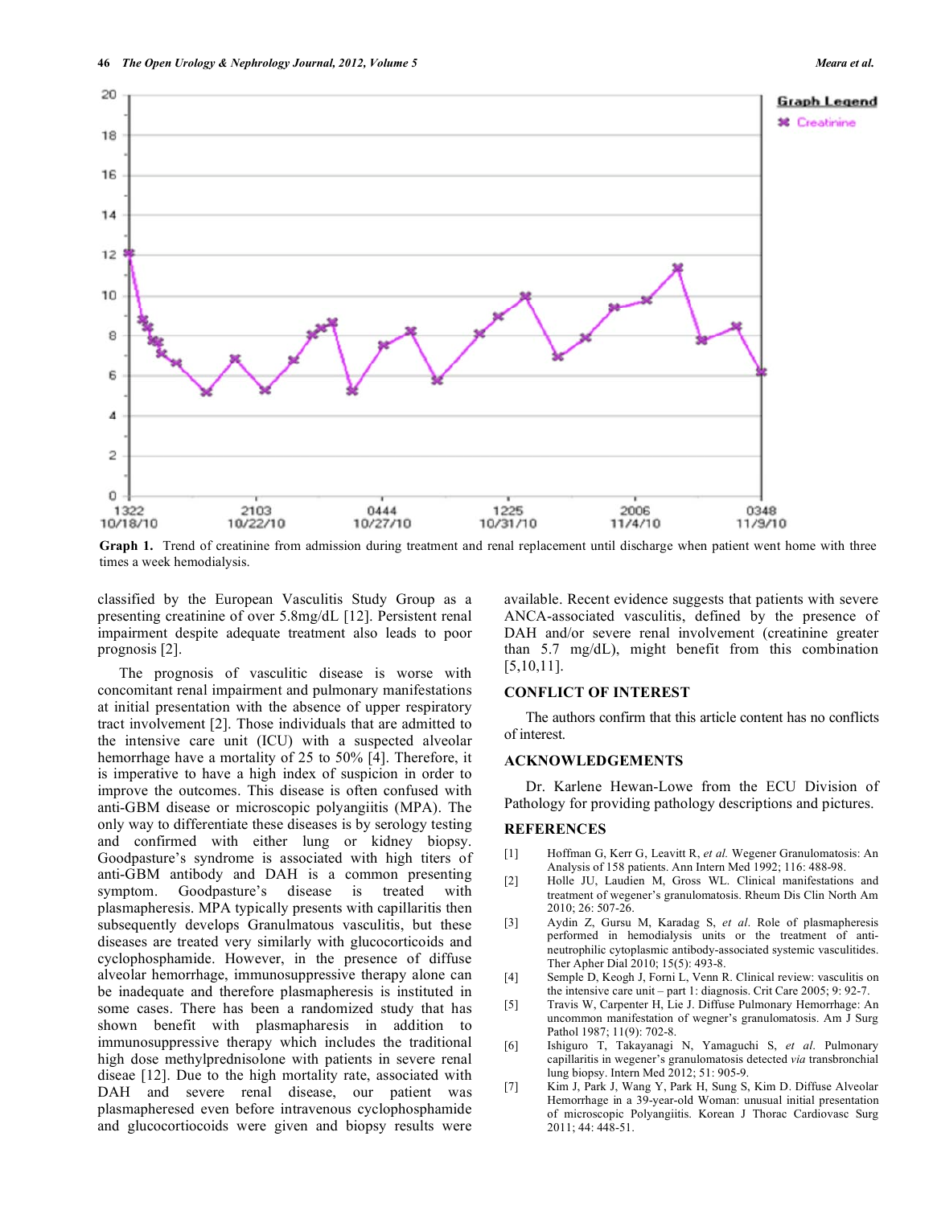**Graph 1.** Trend of creatinine from admission during treatment and renal replacement until discharge when patient went home with three times a week hemodialysis.

classified by the European Vasculitis Study Group as a presenting creatinine of over 5.8mg/dL [12]. Persistent renal impairment despite adequate treatment also leads to poor prognosis [2].

The prognosis of vasculitic disease is worse with concomitant renal impairment and pulmonary manifestations at initial presentation with the absence of upper respiratory tract involvement [2]. Those individuals that are admitted to the intensive care unit (ICU) with a suspected alveolar hemorrhage have a mortality of 25 to 50% [4]. Therefore, it is imperative to have a high index of suspicion in order to improve the outcomes. This disease is often confused with anti-GBM disease or microscopic polyangiitis (MPA). The only way to differentiate these diseases is by serology testing and confirmed with either lung or kidney biopsy. Goodpasture's syndrome is associated with high titers of anti-GBM antibody and DAH is a common presenting symptom. Goodpasture's disease is treated with plasmapheresis. MPA typically presents with capillaritis then subsequently develops Granulmatous vasculitis, but these diseases are treated very similarly with glucocorticoids and cyclophosphamide. However, in the presence of diffuse alveolar hemorrhage, immunosuppressive therapy alone can be inadequate and therefore plasmapheresis is instituted in some cases. There has been a randomized study that has shown benefit with plasmapharesis in addition to immunosuppressive therapy which includes the traditional high dose methylprednisolone with patients in severe renal diseae [12]. Due to the high mortality rate, associated with DAH and severe renal disease, our patient was plasmapheresed even before intravenous cyclophosphamide and glucocortiocoids were given and biopsy results were available. Recent evidence suggests that patients with severe ANCA-associated vasculitis, defined by the presence of DAH and/or severe renal involvement (creatinine greater than 5.7 mg/dL), might benefit from this combination [5,10,11].

## CONFLICT OF INTEREST

The authors confirm that this article content has no conflicts of interest.

## ACKNOWLEDGEMENTS

Dr. Karlene Hewan-Lowe from the ECU Division of Pathology for providing pathology descriptions and pictures.

## REFERENCES

[1] Hoffman G, Kerr G, Leavitt R, *et al.* Wegener Granulomatosis: An Analysis of 158 patients. Ann Intern Med 1992; 116: 488-98.

[2] Holle JU, Laudien M, Gross WL. Clinical manifestations and treatment of wegener's granulomatosis. Rheum Dis Clin North Am 2010; 26: 507-26.

[3] Aydin Z, Gursu M, Karadag S, *et al*. Role of plasmapheresis performed in hemodialysis units or the treatment of anti-neutrophilic cytoplasmic antibody-associated systemic vasculitides. Ther Apher Dial 2010; 15(5): 493-8.

[4] Semple D, Keogh J, Forni L, Venn R. Clinical review: vasculitis on the intensive care unit – part 1: diagnosis. Crit Care 2005; 9: 92-7.

[5] Travis W, Carpenter H, Lie J. Diffuse Pulmonary Hemorrhage: An uncommon manifestation of wegner's granulomatosis. Am J Surg Pathol 1987; 11(9): 702-8.

[6] Ishiguro T, Takayanagi N, Yamaguchi S, *et al*. Pulmonary capillaritis in wegener's granulomatosis detected *via* transbronchial lung biopsy. Intern Med 2012; 51: 905-9.

[7] Kim J, Park J, Wang Y, Park H, Sung S, Kim D. Diffuse Alveolar Hemorrhage in a 39-year-old Woman: unusual initial presentation of microscopic Polyangiitis. Korean J Thorac Cardiovasc Surg 2011; 44: 448-51.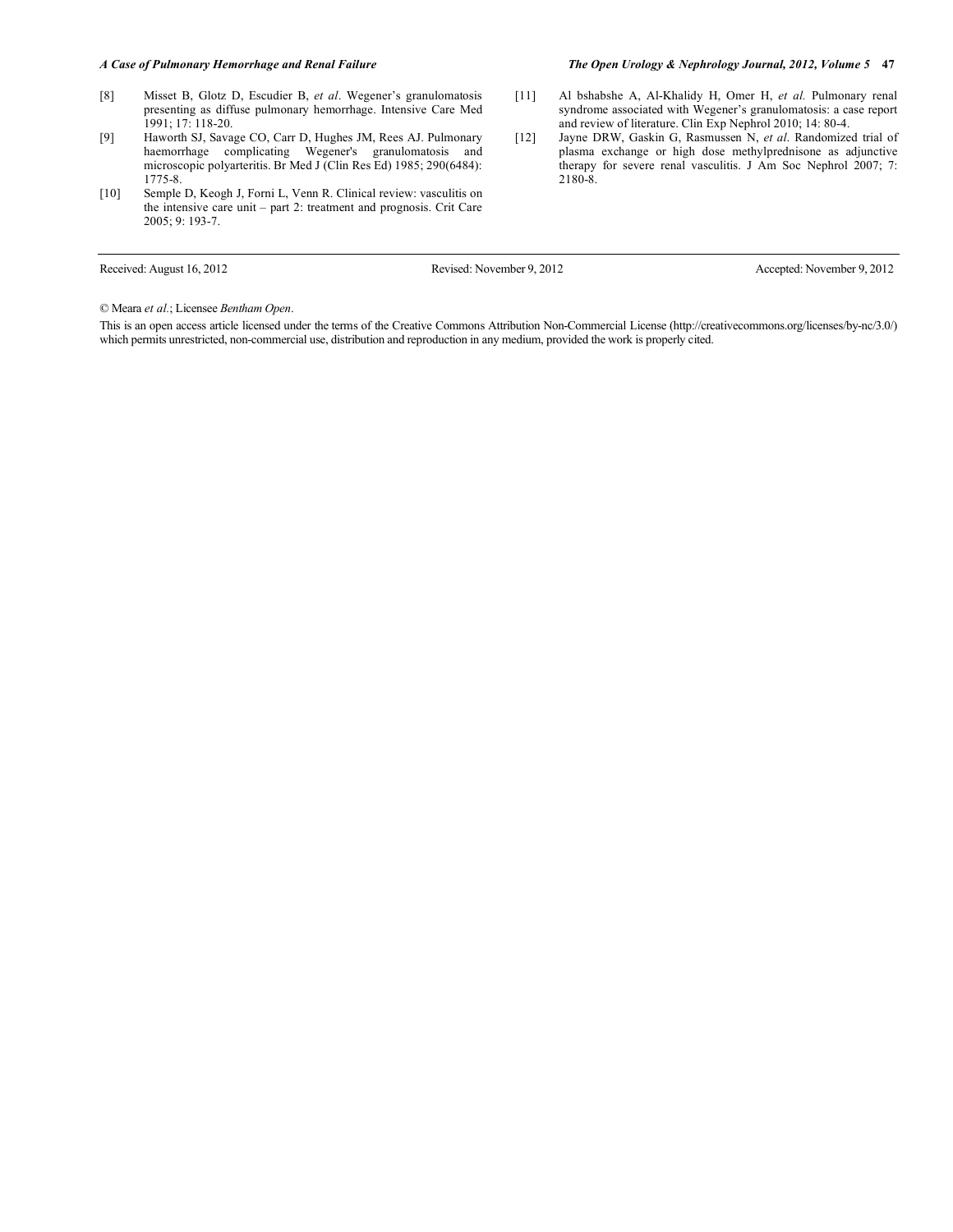[8] Misset B, Glotz D, Escudier B, *et al*. Wegener's granulomatosis presenting as diffuse pulmonary hemorrhage. Intensive Care Med 1991; 17: 118-20.

[9] Haworth SJ, Savage CO, Carr D, Hughes JM, Rees AJ. Pulmonary haemorrhage complicating Wegener's granulomatosis and microscopic polyarteritis. Br Med J (Clin Res Ed) 1985; 290(6484): 1775-8.

[10] Semple D, Keogh J, Forni L, Venn R. Clinical review: vasculitis on the intensive care unit – part 2: treatment and prognosis. Crit Care 2005; 9: 193-7.

[11] Al bshabshe A, Al-Khalidy H, Omer H, *et al.* Pulmonary renal syndrome associated with Wegener's granulomatosis: a case report and review of literature. Clin Exp Nephrol 2010; 14: 80-4.

[12] Jayne DRW, Gaskin G, Rasmussen N, *et al*. Randomized trial of plasma exchange or high dose methylprednisone as adjunctive therapy for severe renal vasculitis. J Am Soc Nephrol 2007; 7: 2180-8.

Received: August 16, 2012 Revised: November 9, 2012 Accepted: November 9, 2012

© Meara *et al.*; Licensee *Bentham Open*.

This is an open access article licensed under the terms of the Creative Commons Attribution Non-Commercial License (http://creativecommons.org/licenses/by-nc/3.0/) which permits unrestricted, non-commercial use, distribution and reproduction in any medium, provided the work is properly cited.